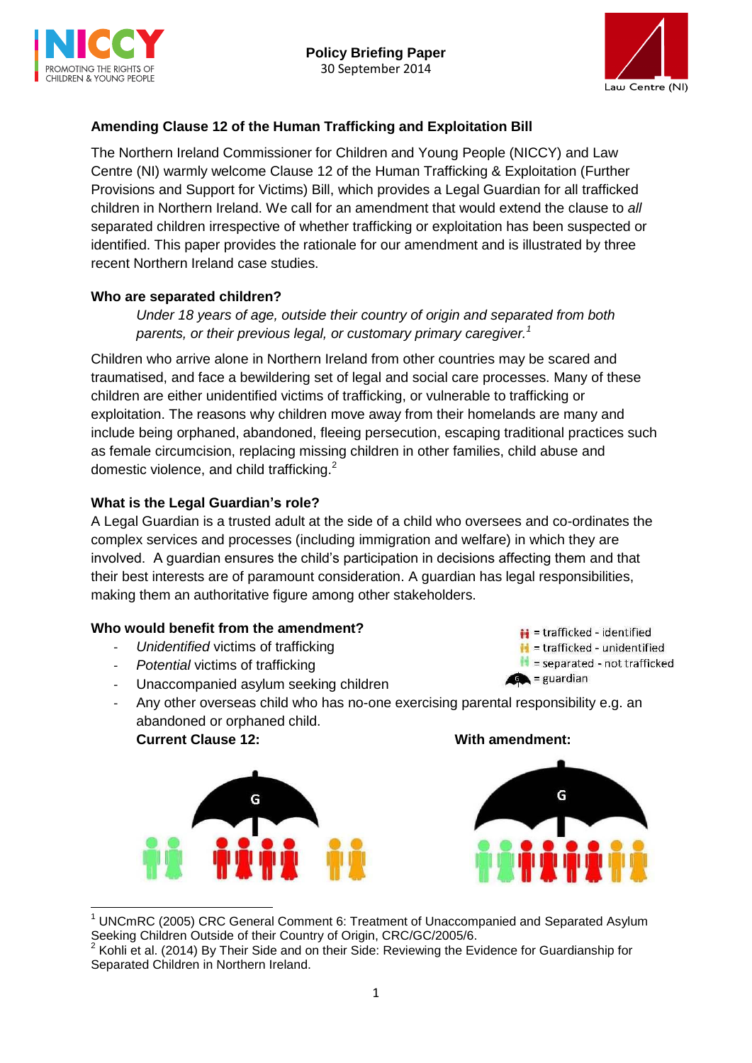**Policy Briefing Paper**
30 September 2014

## Amending Clause 12 of the Human Trafficking and Exploitation Bill

The Northern Ireland Commissioner for Children and Young People (NICCY) and Law Centre (NI) warmly welcome Clause 12 of the Human Trafficking & Exploitation (Further Provisions and Support for Victims) Bill, which provides a Legal Guardian for all trafficked children in Northern Ireland. We call for an amendment that would extend the clause to *all* separated children irrespective of whether trafficking or exploitation has been suspected or identified. This paper provides the rationale for our amendment and is illustrated by three recent Northern Ireland case studies.

### Who are separated children?

> *Under 18 years of age, outside their country of origin and separated from both parents, or their previous legal, or customary primary caregiver.*[1]

Children who arrive alone in Northern Ireland from other countries may be scared and traumatised, and face a bewildering set of legal and social care processes. Many of these children are either unidentified victims of trafficking, or vulnerable to trafficking or exploitation. The reasons why children move away from their homelands are many and include being orphaned, abandoned, fleeing persecution, escaping traditional practices such as female circumcision, replacing missing children in other families, child abuse and domestic violence, and child trafficking.[2]

### What is the Legal Guardian's role?

A Legal Guardian is a trusted adult at the side of a child who oversees and co-ordinates the complex services and processes (including immigration and welfare) in which they are involved. A guardian ensures the child's participation in decisions affecting them and that their best interests are of paramount consideration. A guardian has legal responsibilities, making them an authoritative figure among other stakeholders.

### Who would benefit from the amendment?

- *Unidentified* victims of trafficking
- *Potential* victims of trafficking
- Unaccompanied asylum seeking children
- Any other overseas child who has no-one exercising parental responsibility e.g. an abandoned or orphaned child.

= trafficked - identified
= trafficked - unidentified
= separated - not trafficked
= guardian

**Current Clause 12:** **With amendment:**

---

[1] UNCmRC (2005) CRC General Comment 6: Treatment of Unaccompanied and Separated Asylum Seeking Children Outside of their Country of Origin, CRC/GC/2005/6.

[2] Kohli et al. (2014) By Their Side and on their Side: Reviewing the Evidence for Guardianship for Separated Children in Northern Ireland.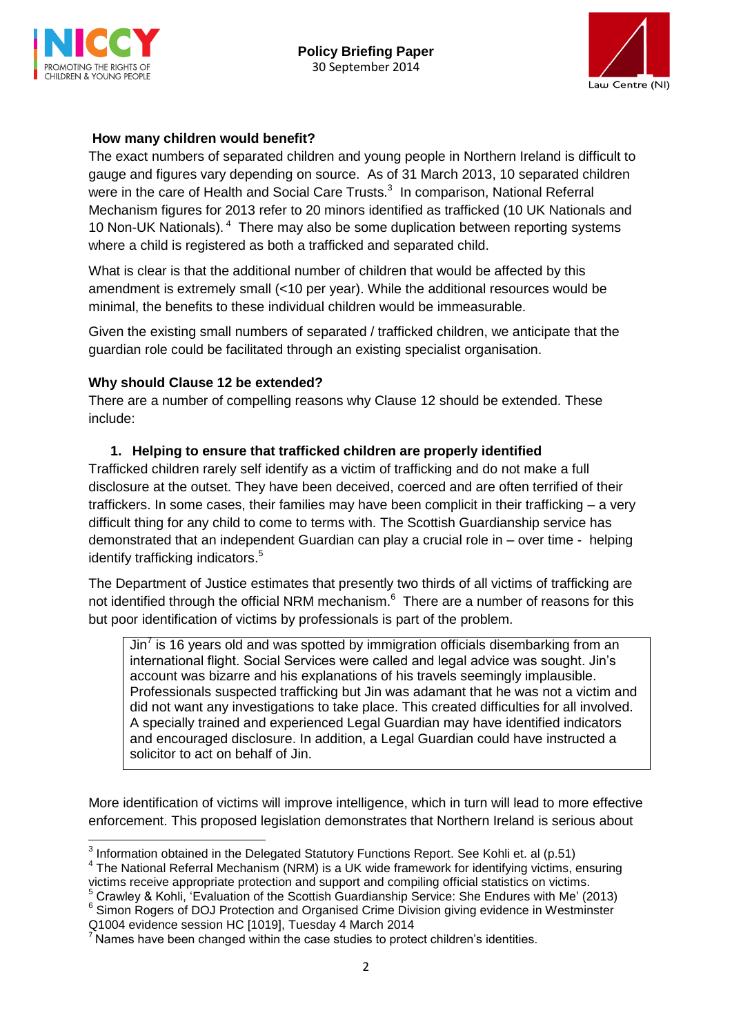**How many children would benefit?**

The exact numbers of separated children and young people in Northern Ireland is difficult to gauge and figures vary depending on source. As of 31 March 2013, 10 separated children were in the care of Health and Social Care Trusts.[3] In comparison, National Referral Mechanism figures for 2013 refer to 20 minors identified as trafficked (10 UK Nationals and 10 Non-UK Nationals).[4] There may also be some duplication between reporting systems where a child is registered as both a trafficked and separated child.

What is clear is that the additional number of children that would be affected by this amendment is extremely small (<10 per year). While the additional resources would be minimal, the benefits to these individual children would be immeasurable.

Given the existing small numbers of separated / trafficked children, we anticipate that the guardian role could be facilitated through an existing specialist organisation.

**Why should Clause 12 be extended?**

There are a number of compelling reasons why Clause 12 should be extended. These include:

1. **Helping to ensure that trafficked children are properly identified**

Trafficked children rarely self identify as a victim of trafficking and do not make a full disclosure at the outset. They have been deceived, coerced and are often terrified of their traffickers. In some cases, their families may have been complicit in their trafficking – a very difficult thing for any child to come to terms with. The Scottish Guardianship service has demonstrated that an independent Guardian can play a crucial role in – over time - helping identify trafficking indicators.[5]

The Department of Justice estimates that presently two thirds of all victims of trafficking are not identified through the official NRM mechanism.[6] There are a number of reasons for this but poor identification of victims by professionals is part of the problem.

> Jin[7] is 16 years old and was spotted by immigration officials disembarking from an international flight. Social Services were called and legal advice was sought. Jin's account was bizarre and his explanations of his travels seemingly implausible. Professionals suspected trafficking but Jin was adamant that he was not a victim and did not want any investigations to take place. This created difficulties for all involved. A specially trained and experienced Legal Guardian may have identified indicators and encouraged disclosure. In addition, a Legal Guardian could have instructed a solicitor to act on behalf of Jin.

More identification of victims will improve intelligence, which in turn will lead to more effective enforcement. This proposed legislation demonstrates that Northern Ireland is serious about

---

[3] Information obtained in the Delegated Statutory Functions Report. See Kohli et. al (p.51)

[4] The National Referral Mechanism (NRM) is a UK wide framework for identifying victims, ensuring victims receive appropriate protection and support and compiling official statistics on victims.

[5] Crawley & Kohli, 'Evaluation of the Scottish Guardianship Service: She Endures with Me' (2013)

[6] Simon Rogers of DOJ Protection and Organised Crime Division giving evidence in Westminster Q1004 evidence session HC [1019], Tuesday 4 March 2014

[7] Names have been changed within the case studies to protect children's identities.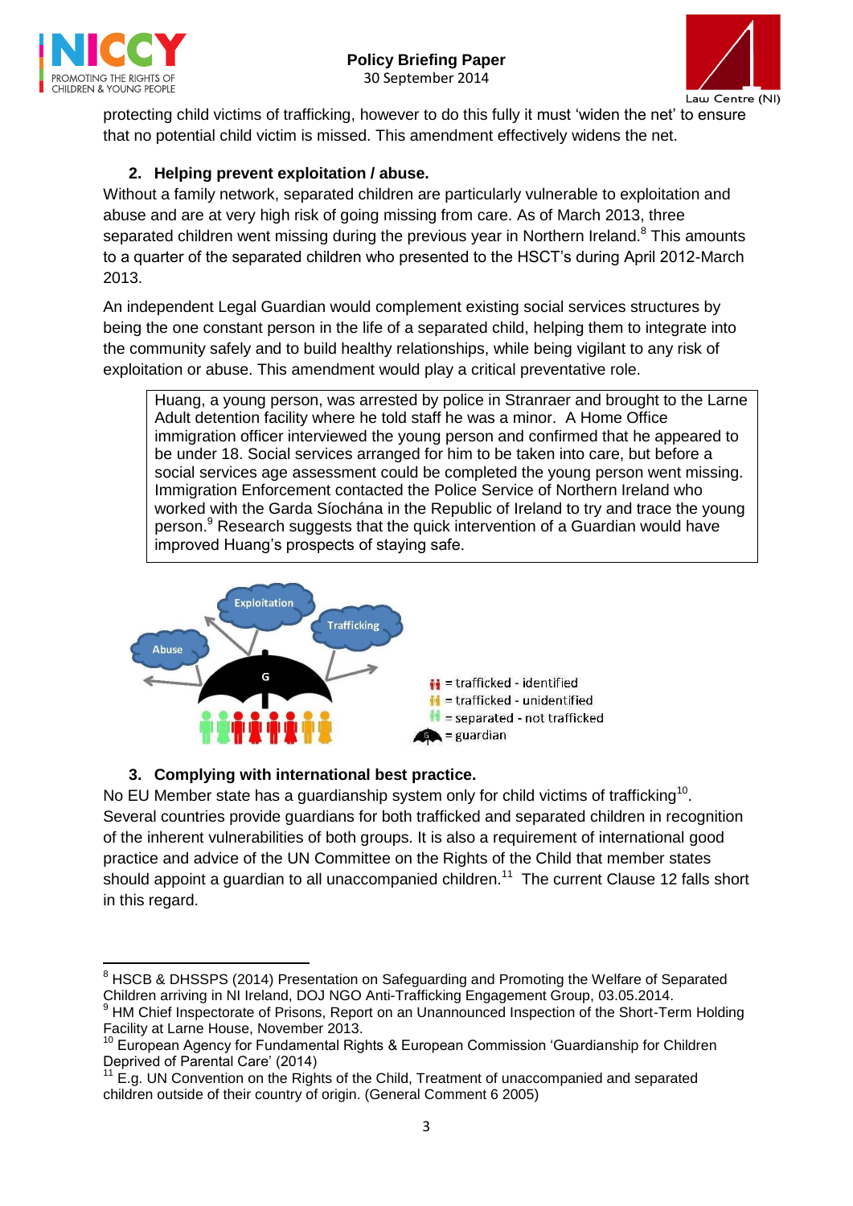protecting child victims of trafficking, however to do this fully it must 'widen the net' to ensure that no potential child victim is missed. This amendment effectively widens the net.

2. **Helping prevent exploitation / abuse.**

Without a family network, separated children are particularly vulnerable to exploitation and abuse and are at very high risk of going missing from care. As of March 2013, three separated children went missing during the previous year in Northern Ireland.[8] This amounts to a quarter of the separated children who presented to the HSCT's during April 2012-March 2013.

An independent Legal Guardian would complement existing social services structures by being the one constant person in the life of a separated child, helping them to integrate into the community safely and to build healthy relationships, while being vigilant to any risk of exploitation or abuse. This amendment would play a critical preventative role.

> Huang, a young person, was arrested by police in Stranraer and brought to the Larne Adult detention facility where he told staff he was a minor. A Home Office immigration officer interviewed the young person and confirmed that he appeared to be under 18. Social services arranged for him to be taken into care, but before a social services age assessment could be completed the young person went missing. Immigration Enforcement contacted the Police Service of Northern Ireland who worked with the Garda Síochána in the Republic of Ireland to try and trace the young person.[9] Research suggests that the quick intervention of a Guardian would have improved Huang's prospects of staying safe.

Exploitation | Trafficking | Abuse | G

= trafficked - identified
= trafficked - unidentified
= separated - not trafficked
= guardian

3. **Complying with international best practice.**

No EU Member state has a guardianship system only for child victims of trafficking[10]. Several countries provide guardians for both trafficked and separated children in recognition of the inherent vulnerabilities of both groups. It is also a requirement of international good practice and advice of the UN Committee on the Rights of the Child that member states should appoint a guardian to all unaccompanied children.[11] The current Clause 12 falls short in this regard.

---

[8] HSCB & DHSSPS (2014) Presentation on Safeguarding and Promoting the Welfare of Separated Children arriving in NI Ireland, DOJ NGO Anti-Trafficking Engagement Group, 03.05.2014.

[9] HM Chief Inspectorate of Prisons, Report on an Unannounced Inspection of the Short-Term Holding Facility at Larne House, November 2013.

[10] European Agency for Fundamental Rights & European Commission 'Guardianship for Children Deprived of Parental Care' (2014)

[11] E.g. UN Convention on the Rights of the Child, Treatment of unaccompanied and separated children outside of their country of origin. (General Comment 6 2005)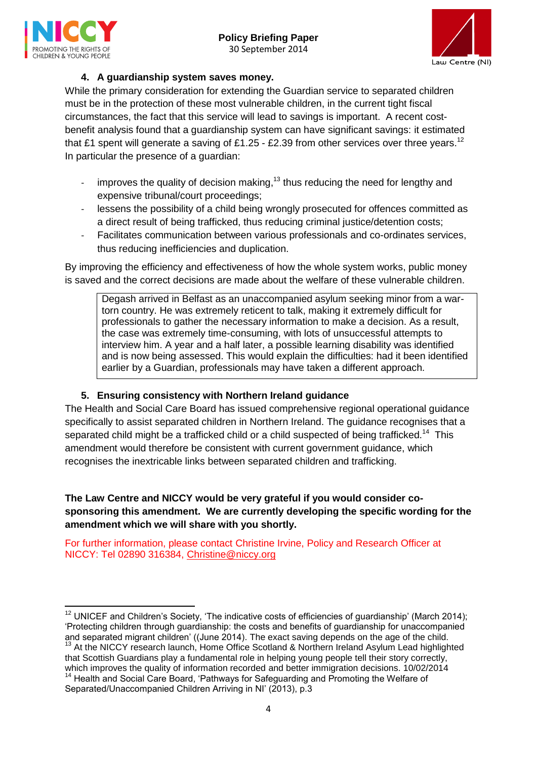### 4. A guardianship system saves money.

While the primary consideration for extending the Guardian service to separated children must be in the protection of these most vulnerable children, in the current tight fiscal circumstances, the fact that this service will lead to savings is important. A recent cost-benefit analysis found that a guardianship system can have significant savings: it estimated that £1 spent will generate a saving of £1.25 - £2.39 from other services over three years.[12] In particular the presence of a guardian:

- improves the quality of decision making,[13] thus reducing the need for lengthy and expensive tribunal/court proceedings;
- lessens the possibility of a child being wrongly prosecuted for offences committed as a direct result of being trafficked, thus reducing criminal justice/detention costs;
- Facilitates communication between various professionals and co-ordinates services, thus reducing inefficiencies and duplication.

By improving the efficiency and effectiveness of how the whole system works, public money is saved and the correct decisions are made about the welfare of these vulnerable children.

> Degash arrived in Belfast as an unaccompanied asylum seeking minor from a war-torn country. He was extremely reticent to talk, making it extremely difficult for professionals to gather the necessary information to make a decision. As a result, the case was extremely time-consuming, with lots of unsuccessful attempts to interview him. A year and a half later, a possible learning disability was identified and is now being assessed. This would explain the difficulties: had it been identified earlier by a Guardian, professionals may have taken a different approach.

### 5. Ensuring consistency with Northern Ireland guidance

The Health and Social Care Board has issued comprehensive regional operational guidance specifically to assist separated children in Northern Ireland. The guidance recognises that a separated child might be a trafficked child or a child suspected of being trafficked.[14] This amendment would therefore be consistent with current government guidance, which recognises the inextricable links between separated children and trafficking.

**The Law Centre and NICCY would be very grateful if you would consider co-sponsoring this amendment. We are currently developing the specific wording for the amendment which we will share with you shortly.**

For further information, please contact Christine Irvine, Policy and Research Officer at NICCY: Tel 02890 316384, Christine@niccy.org

---

[12] UNICEF and Children's Society, 'The indicative costs of efficiencies of guardianship' (March 2014); 'Protecting children through guardianship: the costs and benefits of guardianship for unaccompanied and separated migrant children' ((June 2014). The exact saving depends on the age of the child.

[13] At the NICCY research launch, Home Office Scotland & Northern Ireland Asylum Lead highlighted that Scottish Guardians play a fundamental role in helping young people tell their story correctly, which improves the quality of information recorded and better immigration decisions. 10/02/2014

[14] Health and Social Care Board, 'Pathways for Safeguarding and Promoting the Welfare of Separated/Unaccompanied Children Arriving in NI' (2013), p.3